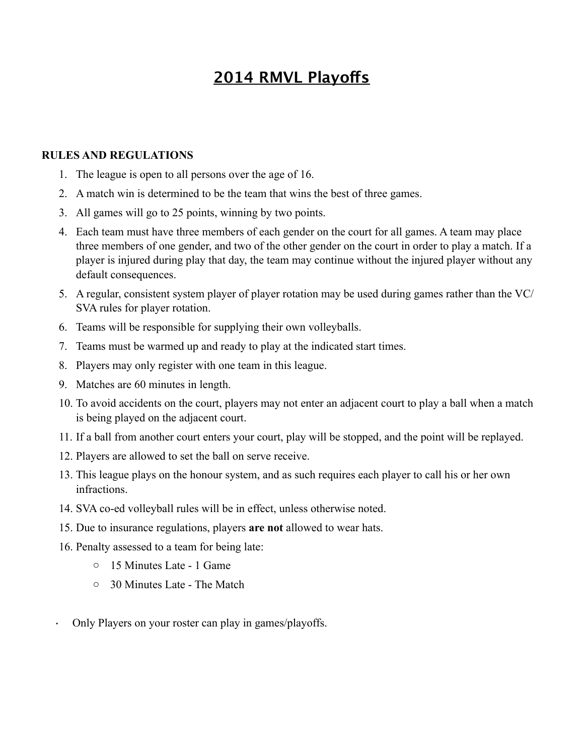# 2014 RMVL Playoffs

**RULES AND REGULATIONS**

1. The league is open to all persons over the age of 16.
2. A match win is determined to be the team that wins the best of three games.
3. All games will go to 25 points, winning by two points.
4. Each team must have three members of each gender on the court for all games. A team may place three members of one gender, and two of the other gender on the court in order to play a match. If a player is injured during play that day, the team may continue without the injured player without any default consequences.
5. A regular, consistent system player of player rotation may be used during games rather than the VC/SVA rules for player rotation.
6. Teams will be responsible for supplying their own volleyballs.
7. Teams must be warmed up and ready to play at the indicated start times.
8. Players may only register with one team in this league.
9. Matches are 60 minutes in length.
10. To avoid accidents on the court, players may not enter an adjacent court to play a ball when a match is being played on the adjacent court.
11. If a ball from another court enters your court, play will be stopped, and the point will be replayed.
12. Players are allowed to set the ball on serve receive.
13. This league plays on the honour system, and as such requires each player to call his or her own infractions.
14. SVA co-ed volleyball rules will be in effect, unless otherwise noted.
15. Due to insurance regulations, players **are not** allowed to wear hats.
16. Penalty assessed to a team for being late:
    - 15 Minutes Late - 1 Game
    - 30 Minutes Late - The Match

- Only Players on your roster can play in games/playoffs.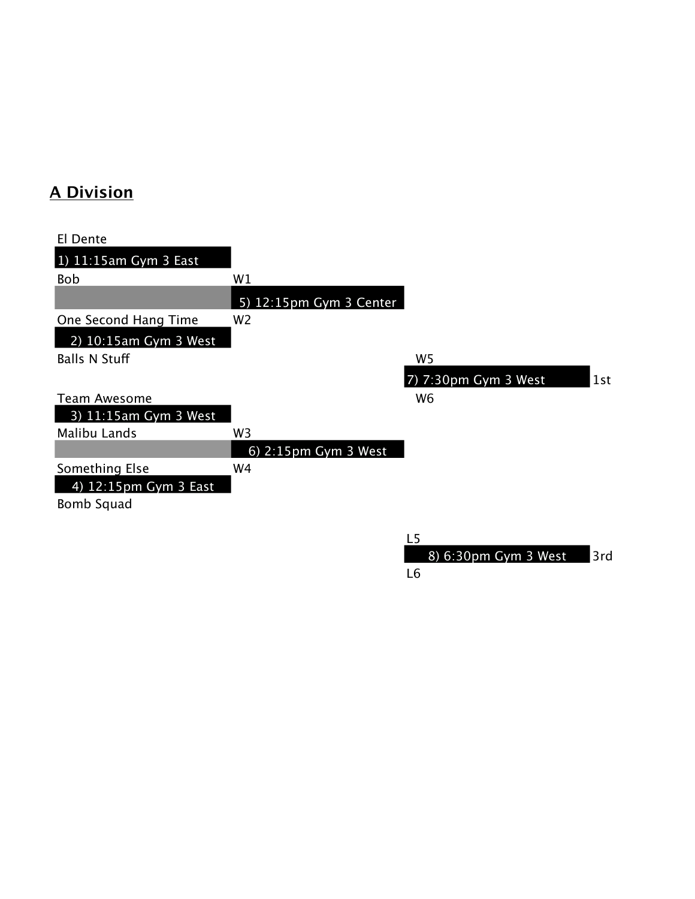## A Division

El Dente

1) 11:15am Gym 3 East

Bob

W1

5) 12:15pm Gym 3 Center

One Second Hang Time

W2

2) 10:15am Gym 3 West

Balls N Stuff

W5

7) 7:30pm Gym 3 West

1st

Team Awesome

W6

3) 11:15am Gym 3 West

Malibu Lands

W3

6) 2:15pm Gym 3 West

Something Else

W4

4) 12:15pm Gym 3 East

Bomb Squad

L5

8) 6:30pm Gym 3 West

3rd

L6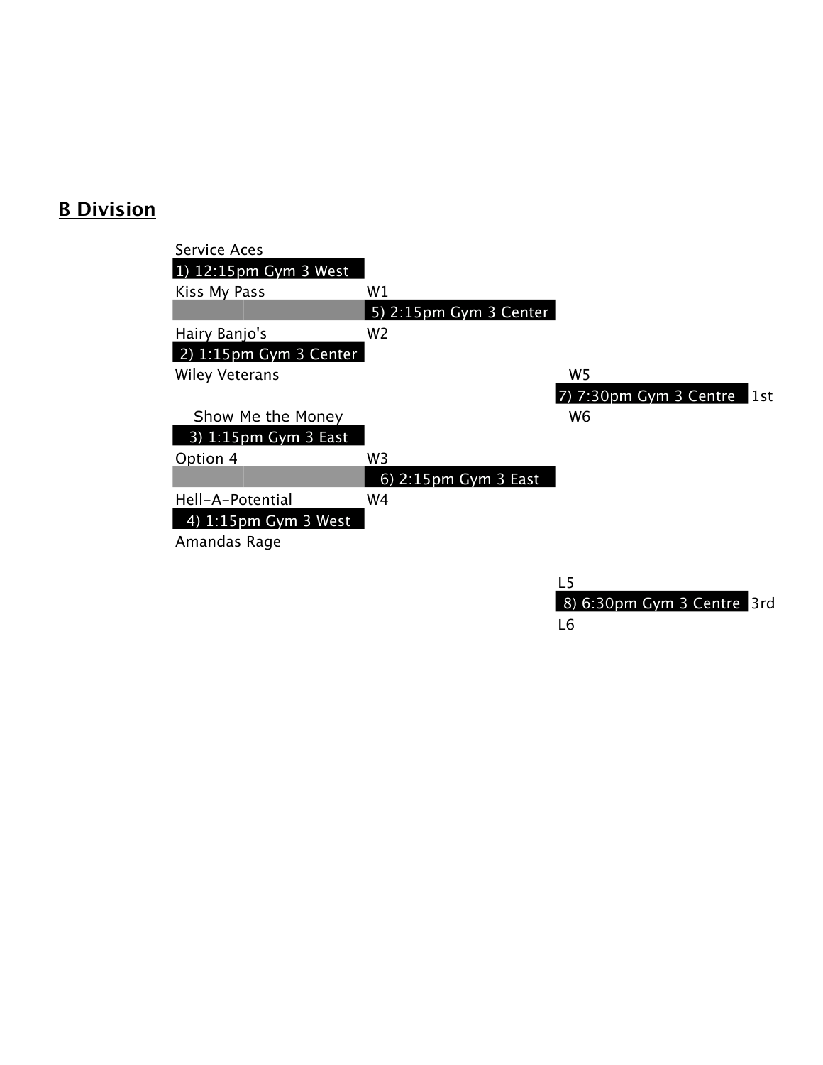## B Division

Service Aces
1) 12:15pm Gym 3 West
Kiss My Pass

W1
5) 2:15pm Gym 3 Center
W2

Hairy Banjo's
2) 1:15pm Gym 3 Center
Wiley Veterans

W5
7) 7:30pm Gym 3 Centre 1st
W6

Show Me the Money
3) 1:15pm Gym 3 East
Option 4

W3
6) 2:15pm Gym 3 East
W4

Hell-A-Potential
4) 1:15pm Gym 3 West
Amandas Rage

L5
8) 6:30pm Gym 3 Centre 3rd
L6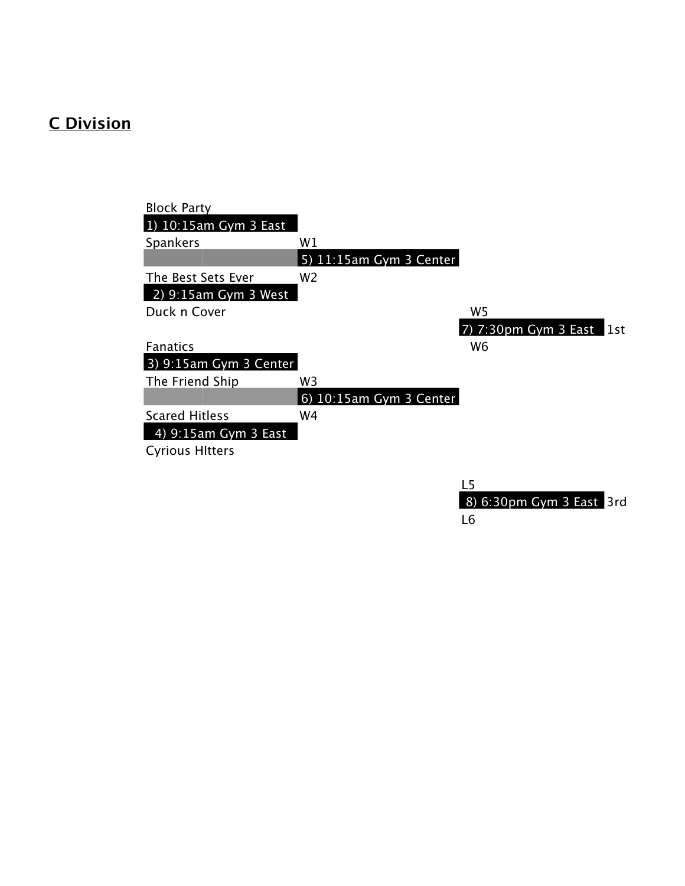## C Division

Block Party

1) 10:15am Gym 3 East

Spankers

W1

5) 11:15am Gym 3 Center

The Best Sets Ever

W2

2) 9:15am Gym 3 West

Duck n Cover

W5

7) 7:30pm Gym 3 East 1st

W6

Fanatics

3) 9:15am Gym 3 Center

The Friend Ship

W3

6) 10:15am Gym 3 Center

Scared Hitless

W4

4) 9:15am Gym 3 East

Cyrious HItters

L5

8) 6:30pm Gym 3 East 3rd

L6